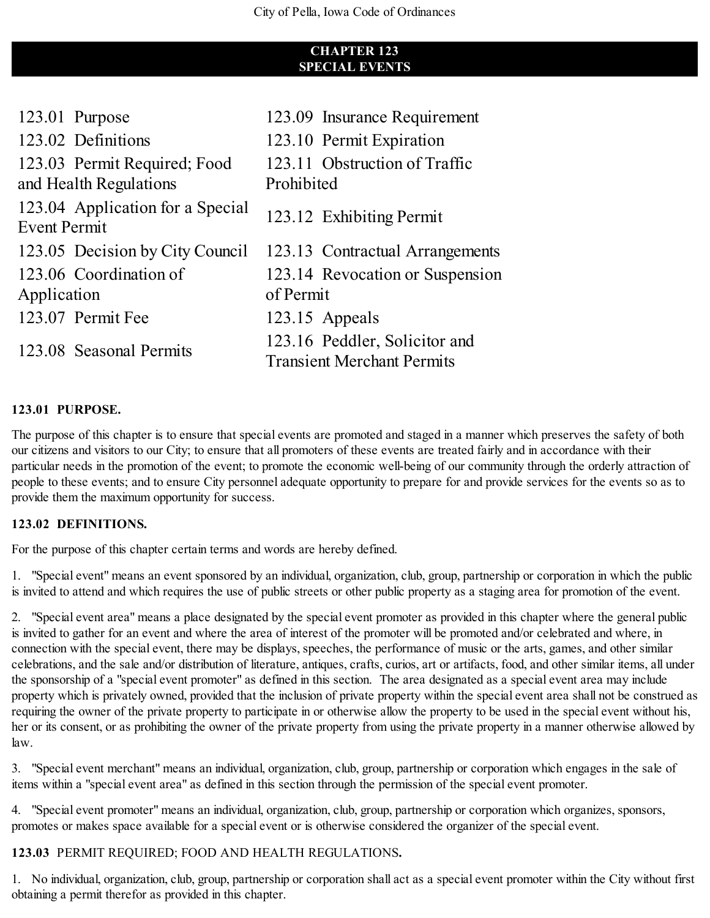# CHAPTER 123
# SPECIAL EVENTS

| | |
|---|---|
| 123.01 Purpose | 123.09 Insurance Requirement |
| 123.02 Definitions | 123.10 Permit Expiration |
| 123.03 Permit Required; Food and Health Regulations | 123.11 Obstruction of Traffic Prohibited |
| 123.04 Application for a Special Event Permit | 123.12 Exhibiting Permit |
| 123.05 Decision by City Council | 123.13 Contractual Arrangements |
| 123.06 Coordination of Application | 123.14 Revocation or Suspension of Permit |
| 123.07 Permit Fee | 123.15 Appeals |
| 123.08 Seasonal Permits | 123.16 Peddler, Solicitor and Transient Merchant Permits |

**123.01 PURPOSE.**

The purpose of this chapter is to ensure that special events are promoted and staged in a manner which preserves the safety of both our citizens and visitors to our City; to ensure that all promoters of these events are treated fairly and in accordance with their particular needs in the promotion of the event; to promote the economic well-being of our community through the orderly attraction of people to these events; and to ensure City personnel adequate opportunity to prepare for and provide services for the events so as to provide them the maximum opportunity for success.

**123.02 DEFINITIONS.**

For the purpose of this chapter certain terms and words are hereby defined.

1. "Special event" means an event sponsored by an individual, organization, club, group, partnership or corporation in which the public is invited to attend and which requires the use of public streets or other public property as a staging area for promotion of the event.

2. "Special event area" means a place designated by the special event promoter as provided in this chapter where the general public is invited to gather for an event and where the area of interest of the promoter will be promoted and/or celebrated and where, in connection with the special event, there may be displays, speeches, the performance of music or the arts, games, and other similar celebrations, and the sale and/or distribution of literature, antiques, crafts, curios, art or artifacts, food, and other similar items, all under the sponsorship of a "special event promoter" as defined in this section. The area designated as a special event area may include property which is privately owned, provided that the inclusion of private property within the special event area shall not be construed as requiring the owner of the private property to participate in or otherwise allow the property to be used in the special event without his, her or its consent, or as prohibiting the owner of the private property from using the private property in a manner otherwise allowed by law.

3. "Special event merchant" means an individual, organization, club, group, partnership or corporation which engages in the sale of items within a "special event area" as defined in this section through the permission of the special event promoter.

4. "Special event promoter" means an individual, organization, club, group, partnership or corporation which organizes, sponsors, promotes or makes space available for a special event or is otherwise considered the organizer of the special event.

**123.03** PERMIT REQUIRED; FOOD AND HEALTH REGULATIONS**.**

1. No individual, organization, club, group, partnership or corporation shall act as a special event promoter within the City without first obtaining a permit therefor as provided in this chapter.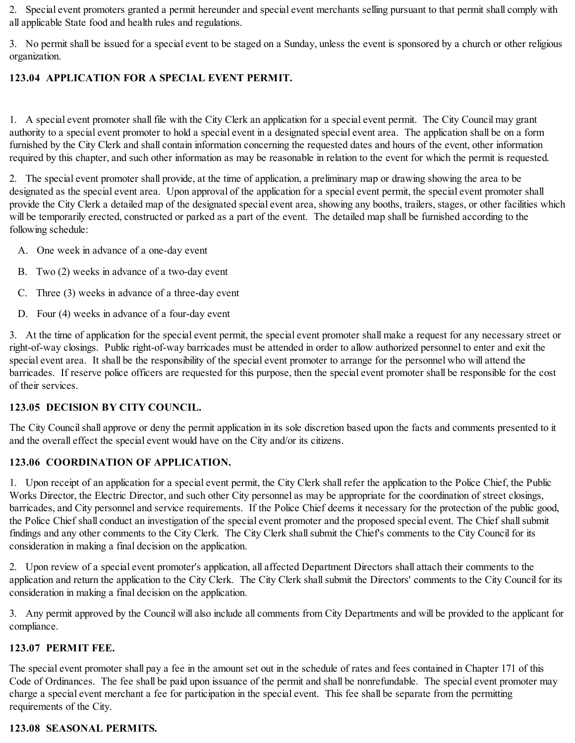2. Special event promoters granted a permit hereunder and special event merchants selling pursuant to that permit shall comply with all applicable State food and health rules and regulations.

3. No permit shall be issued for a special event to be staged on a Sunday, unless the event is sponsored by a church or other religious organization.

### 123.04 APPLICATION FOR A SPECIAL EVENT PERMIT.

1. A special event promoter shall file with the City Clerk an application for a special event permit. The City Council may grant authority to a special event promoter to hold a special event in a designated special event area. The application shall be on a form furnished by the City Clerk and shall contain information concerning the requested dates and hours of the event, other information required by this chapter, and such other information as may be reasonable in relation to the event for which the permit is requested.

2. The special event promoter shall provide, at the time of application, a preliminary map or drawing showing the area to be designated as the special event area. Upon approval of the application for a special event permit, the special event promoter shall provide the City Clerk a detailed map of the designated special event area, showing any booths, trailers, stages, or other facilities which will be temporarily erected, constructed or parked as a part of the event. The detailed map shall be furnished according to the following schedule:

   A. One week in advance of a one-day event

   B. Two (2) weeks in advance of a two-day event

   C. Three (3) weeks in advance of a three-day event

   D. Four (4) weeks in advance of a four-day event

3. At the time of application for the special event permit, the special event promoter shall make a request for any necessary street or right-of-way closings. Public right-of-way barricades must be attended in order to allow authorized personnel to enter and exit the special event area. It shall be the responsibility of the special event promoter to arrange for the personnel who will attend the barricades. If reserve police officers are requested for this purpose, then the special event promoter shall be responsible for the cost of their services.

### 123.05 DECISION BY CITY COUNCIL.

The City Council shall approve or deny the permit application in its sole discretion based upon the facts and comments presented to it and the overall effect the special event would have on the City and/or its citizens.

### 123.06 COORDINATION OF APPLICATION.

1. Upon receipt of an application for a special event permit, the City Clerk shall refer the application to the Police Chief, the Public Works Director, the Electric Director, and such other City personnel as may be appropriate for the coordination of street closings, barricades, and City personnel and service requirements. If the Police Chief deems it necessary for the protection of the public good, the Police Chief shall conduct an investigation of the special event promoter and the proposed special event. The Chief shall submit findings and any other comments to the City Clerk. The City Clerk shall submit the Chief's comments to the City Council for its consideration in making a final decision on the application.

2. Upon review of a special event promoter's application, all affected Department Directors shall attach their comments to the application and return the application to the City Clerk. The City Clerk shall submit the Directors' comments to the City Council for its consideration in making a final decision on the application.

3. Any permit approved by the Council will also include all comments from City Departments and will be provided to the applicant for compliance.

### 123.07 PERMIT FEE.

The special event promoter shall pay a fee in the amount set out in the schedule of rates and fees contained in Chapter 171 of this Code of Ordinances. The fee shall be paid upon issuance of the permit and shall be nonrefundable. The special event promoter may charge a special event merchant a fee for participation in the special event. This fee shall be separate from the permitting requirements of the City.

### 123.08 SEASONAL PERMITS.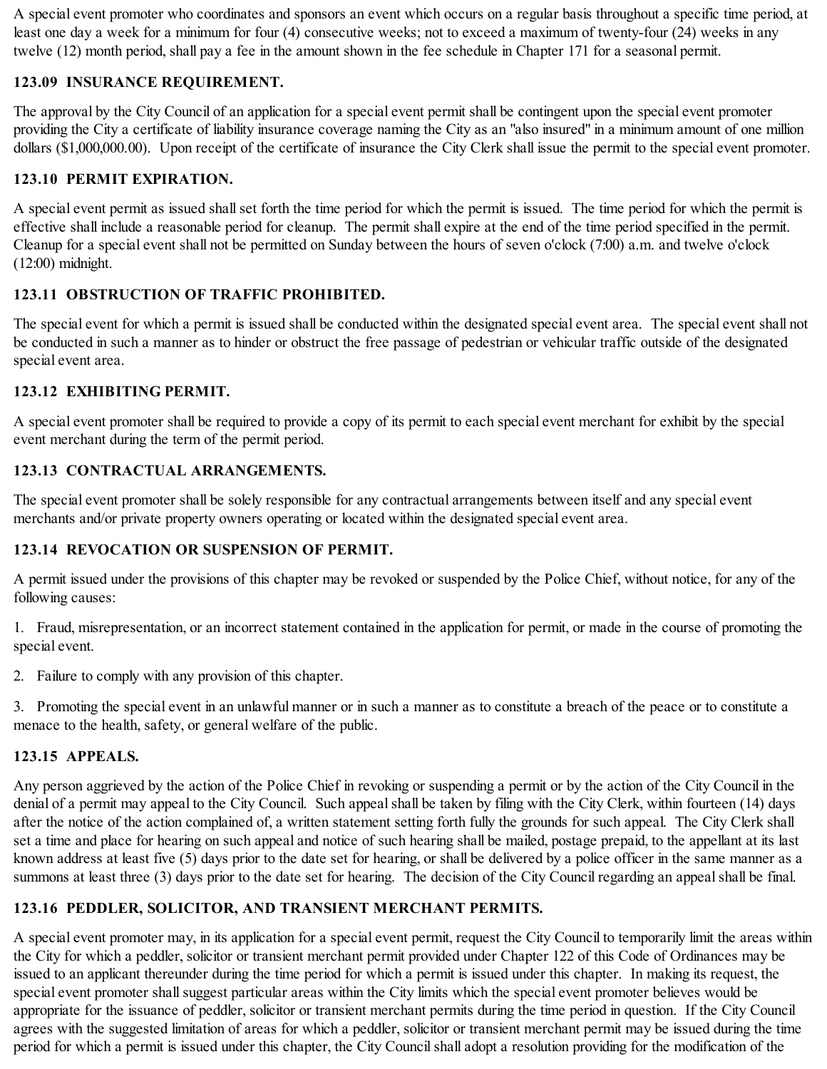A special event promoter who coordinates and sponsors an event which occurs on a regular basis throughout a specific time period, at least one day a week for a minimum for four (4) consecutive weeks; not to exceed a maximum of twenty-four (24) weeks in any twelve (12) month period, shall pay a fee in the amount shown in the fee schedule in Chapter 171 for a seasonal permit.

**123.09 INSURANCE REQUIREMENT.**

The approval by the City Council of an application for a special event permit shall be contingent upon the special event promoter providing the City a certificate of liability insurance coverage naming the City as an "also insured" in a minimum amount of one million dollars ($1,000,000.00). Upon receipt of the certificate of insurance the City Clerk shall issue the permit to the special event promoter.

**123.10 PERMIT EXPIRATION.**

A special event permit as issued shall set forth the time period for which the permit is issued. The time period for which the permit is effective shall include a reasonable period for cleanup. The permit shall expire at the end of the time period specified in the permit. Cleanup for a special event shall not be permitted on Sunday between the hours of seven o'clock (7:00) a.m. and twelve o'clock (12:00) midnight.

**123.11 OBSTRUCTION OF TRAFFIC PROHIBITED.**

The special event for which a permit is issued shall be conducted within the designated special event area. The special event shall not be conducted in such a manner as to hinder or obstruct the free passage of pedestrian or vehicular traffic outside of the designated special event area.

**123.12 EXHIBITING PERMIT.**

A special event promoter shall be required to provide a copy of its permit to each special event merchant for exhibit by the special event merchant during the term of the permit period.

**123.13 CONTRACTUAL ARRANGEMENTS.**

The special event promoter shall be solely responsible for any contractual arrangements between itself and any special event merchants and/or private property owners operating or located within the designated special event area.

**123.14 REVOCATION OR SUSPENSION OF PERMIT.**

A permit issued under the provisions of this chapter may be revoked or suspended by the Police Chief, without notice, for any of the following causes:

1. Fraud, misrepresentation, or an incorrect statement contained in the application for permit, or made in the course of promoting the special event.

2. Failure to comply with any provision of this chapter.

3. Promoting the special event in an unlawful manner or in such a manner as to constitute a breach of the peace or to constitute a menace to the health, safety, or general welfare of the public.

**123.15 APPEALS.**

Any person aggrieved by the action of the Police Chief in revoking or suspending a permit or by the action of the City Council in the denial of a permit may appeal to the City Council. Such appeal shall be taken by filing with the City Clerk, within fourteen (14) days after the notice of the action complained of, a written statement setting forth fully the grounds for such appeal. The City Clerk shall set a time and place for hearing on such appeal and notice of such hearing shall be mailed, postage prepaid, to the appellant at its last known address at least five (5) days prior to the date set for hearing, or shall be delivered by a police officer in the same manner as a summons at least three (3) days prior to the date set for hearing. The decision of the City Council regarding an appeal shall be final.

**123.16 PEDDLER, SOLICITOR, AND TRANSIENT MERCHANT PERMITS.**

A special event promoter may, in its application for a special event permit, request the City Council to temporarily limit the areas within the City for which a peddler, solicitor or transient merchant permit provided under Chapter 122 of this Code of Ordinances may be issued to an applicant thereunder during the time period for which a permit is issued under this chapter. In making its request, the special event promoter shall suggest particular areas within the City limits which the special event promoter believes would be appropriate for the issuance of peddler, solicitor or transient merchant permits during the time period in question. If the City Council agrees with the suggested limitation of areas for which a peddler, solicitor or transient merchant permit may be issued during the time period for which a permit is issued under this chapter, the City Council shall adopt a resolution providing for the modification of the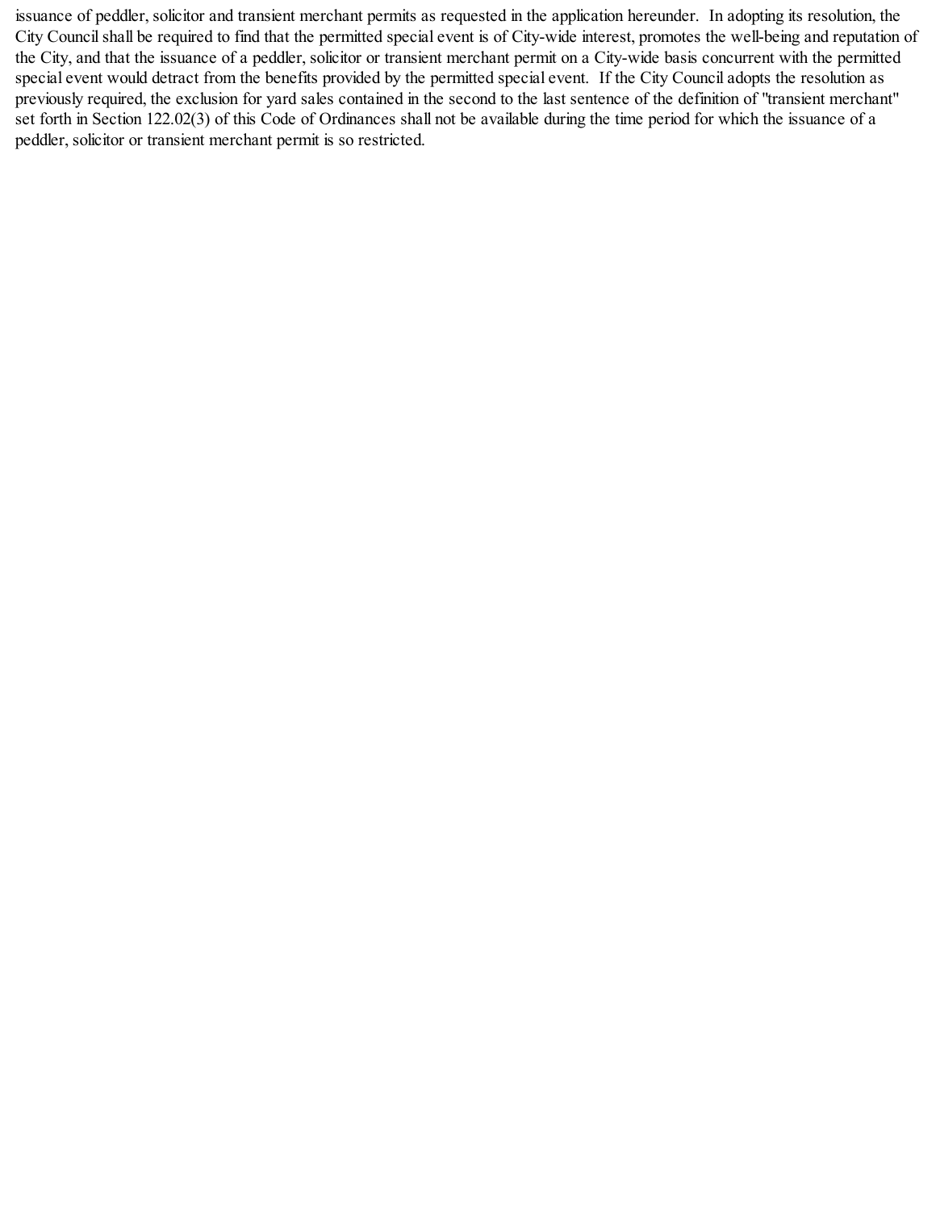issuance of peddler, solicitor and transient merchant permits as requested in the application hereunder. In adopting its resolution, the City Council shall be required to find that the permitted special event is of City-wide interest, promotes the well-being and reputation of the City, and that the issuance of a peddler, solicitor or transient merchant permit on a City-wide basis concurrent with the permitted special event would detract from the benefits provided by the permitted special event. If the City Council adopts the resolution as previously required, the exclusion for yard sales contained in the second to the last sentence of the definition of "transient merchant" set forth in Section 122.02(3) of this Code of Ordinances shall not be available during the time period for which the issuance of a peddler, solicitor or transient merchant permit is so restricted.